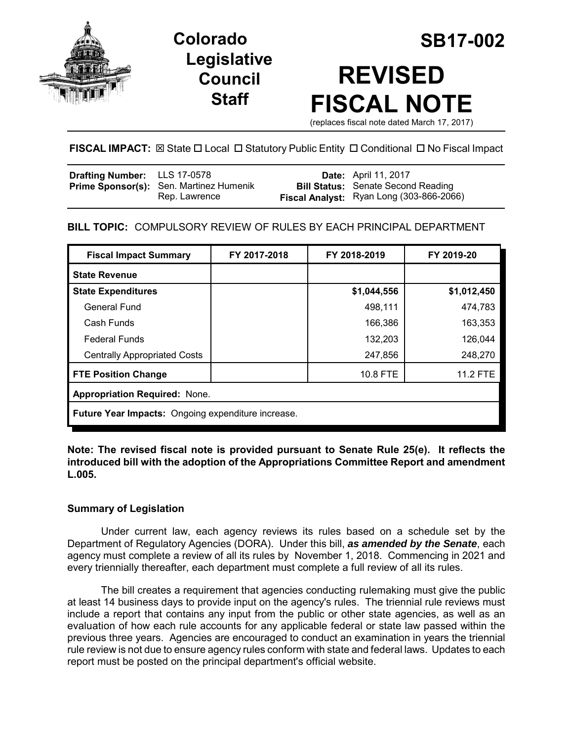# Colorado Legislative Council Staff

# SB17-002

# REVISED FISCAL NOTE

(replaces fiscal note dated March 17, 2017)

**FISCAL IMPACT:** ☒ State ☐ Local ☐ Statutory Public Entity ☐ Conditional ☐ No Fiscal Impact

| | | | |
|---|---|---|---|
| **Drafting Number:** | LLS 17-0578 | **Date:** | April 11, 2017 |
| **Prime Sponsor(s):** | Sen. Martinez Humenik<br>Rep. Lawrence | **Bill Status:** | Senate Second Reading |
| | | **Fiscal Analyst:** | Ryan Long (303-866-2066) |

**BILL TOPIC:** COMPULSORY REVIEW OF RULES BY EACH PRINCIPAL DEPARTMENT

| Fiscal Impact Summary | FY 2017-2018 | FY 2018-2019 | FY 2019-20 |
|---|---|---|---|
| **State Revenue** | | | |
| **State Expenditures** | | **$1,044,556** | **$1,012,450** |
| General Fund | | 498,111 | 474,783 |
| Cash Funds | | 166,386 | 163,353 |
| Federal Funds | | 132,203 | 126,044 |
| Centrally Appropriated Costs | | 247,856 | 248,270 |
| **FTE Position Change** | | 10.8 FTE | 11.2 FTE |
| **Appropriation Required:** None. | | | |
| **Future Year Impacts:** Ongoing expenditure increase. | | | |

**Note: The revised fiscal note is provided pursuant to Senate Rule 25(e). It reflects the introduced bill with the adoption of the Appropriations Committee Report and amendment L.005.**

### Summary of Legislation

Under current law, each agency reviews its rules based on a schedule set by the Department of Regulatory Agencies (DORA). Under this bill, ***as amended by the Senate***, each agency must complete a review of all its rules by November 1, 2018. Commencing in 2021 and every triennially thereafter, each department must complete a full review of all its rules.

The bill creates a requirement that agencies conducting rulemaking must give the public at least 14 business days to provide input on the agency's rules. The triennial rule reviews must include a report that contains any input from the public or other state agencies, as well as an evaluation of how each rule accounts for any applicable federal or state law passed within the previous three years. Agencies are encouraged to conduct an examination in years the triennial rule review is not due to ensure agency rules conform with state and federal laws. Updates to each report must be posted on the principal department's official website.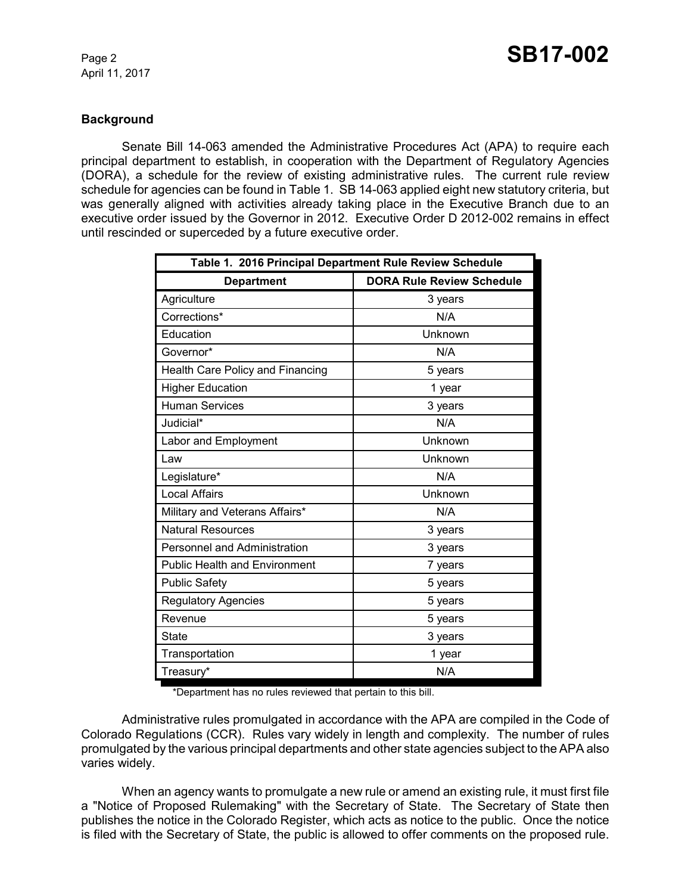### Background

Senate Bill 14-063 amended the Administrative Procedures Act (APA) to require each principal department to establish, in cooperation with the Department of Regulatory Agencies (DORA), a schedule for the review of existing administrative rules. The current rule review schedule for agencies can be found in Table 1. SB 14-063 applied eight new statutory criteria, but was generally aligned with activities already taking place in the Executive Branch due to an executive order issued by the Governor in 2012. Executive Order D 2012-002 remains in effect until rescinded or superceded by a future executive order.

**Table 1. 2016 Principal Department Rule Review Schedule**

| Department | DORA Rule Review Schedule |
|---|---|
| Agriculture | 3 years |
| Corrections* | N/A |
| Education | Unknown |
| Governor* | N/A |
| Health Care Policy and Financing | 5 years |
| Higher Education | 1 year |
| Human Services | 3 years |
| Judicial* | N/A |
| Labor and Employment | Unknown |
| Law | Unknown |
| Legislature* | N/A |
| Local Affairs | Unknown |
| Military and Veterans Affairs* | N/A |
| Natural Resources | 3 years |
| Personnel and Administration | 3 years |
| Public Health and Environment | 7 years |
| Public Safety | 5 years |
| Regulatory Agencies | 5 years |
| Revenue | 5 years |
| State | 3 years |
| Transportation | 1 year |
| Treasury* | N/A |

*Department has no rules reviewed that pertain to this bill.

Administrative rules promulgated in accordance with the APA are compiled in the Code of Colorado Regulations (CCR). Rules vary widely in length and complexity. The number of rules promulgated by the various principal departments and other state agencies subject to the APA also varies widely.

When an agency wants to promulgate a new rule or amend an existing rule, it must first file a "Notice of Proposed Rulemaking" with the Secretary of State. The Secretary of State then publishes the notice in the Colorado Register, which acts as notice to the public. Once the notice is filed with the Secretary of State, the public is allowed to offer comments on the proposed rule.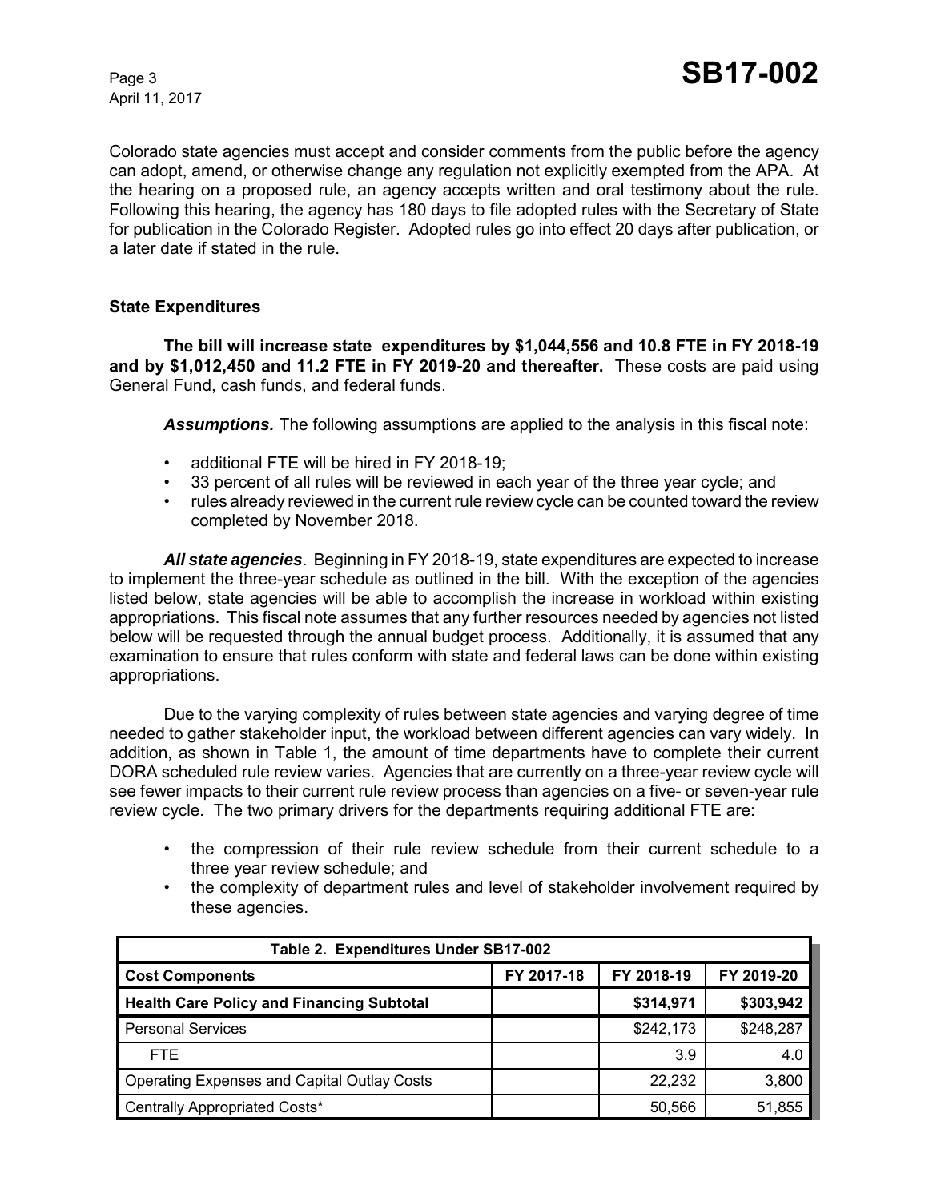Colorado state agencies must accept and consider comments from the public before the agency can adopt, amend, or otherwise change any regulation not explicitly exempted from the APA. At the hearing on a proposed rule, an agency accepts written and oral testimony about the rule. Following this hearing, the agency has 180 days to file adopted rules with the Secretary of State for publication in the Colorado Register. Adopted rules go into effect 20 days after publication, or a later date if stated in the rule.

### State Expenditures

**The bill will increase state expenditures by $1,044,556 and 10.8 FTE in FY 2018-19 and by $1,012,450 and 11.2 FTE in FY 2019-20 and thereafter.** These costs are paid using General Fund, cash funds, and federal funds.

***Assumptions.*** The following assumptions are applied to the analysis in this fiscal note:

- additional FTE will be hired in FY 2018-19;
- 33 percent of all rules will be reviewed in each year of the three year cycle; and
- rules already reviewed in the current rule review cycle can be counted toward the review completed by November 2018.

***All state agencies***. Beginning in FY 2018-19, state expenditures are expected to increase to implement the three-year schedule as outlined in the bill. With the exception of the agencies listed below, state agencies will be able to accomplish the increase in workload within existing appropriations. This fiscal note assumes that any further resources needed by agencies not listed below will be requested through the annual budget process. Additionally, it is assumed that any examination to ensure that rules conform with state and federal laws can be done within existing appropriations.

Due to the varying complexity of rules between state agencies and varying degree of time needed to gather stakeholder input, the workload between different agencies can vary widely. In addition, as shown in Table 1, the amount of time departments have to complete their current DORA scheduled rule review varies. Agencies that are currently on a three-year review cycle will see fewer impacts to their current rule review process than agencies on a five- or seven-year rule review cycle. The two primary drivers for the departments requiring additional FTE are:

- the compression of their rule review schedule from their current schedule to a three year review schedule; and
- the complexity of department rules and level of stakeholder involvement required by these agencies.

| Table 2. Expenditures Under SB17-002 | | | |
|---|---|---|---|
| **Cost Components** | **FY 2017-18** | **FY 2018-19** | **FY 2019-20** |
| **Health Care Policy and Financing Subtotal** | | **$314,971** | **$303,942** |
| Personal Services | | $242,173 | $248,287 |
| FTE | | 3.9 | 4.0 |
| Operating Expenses and Capital Outlay Costs | | 22,232 | 3,800 |
| Centrally Appropriated Costs* | | 50,566 | 51,855 |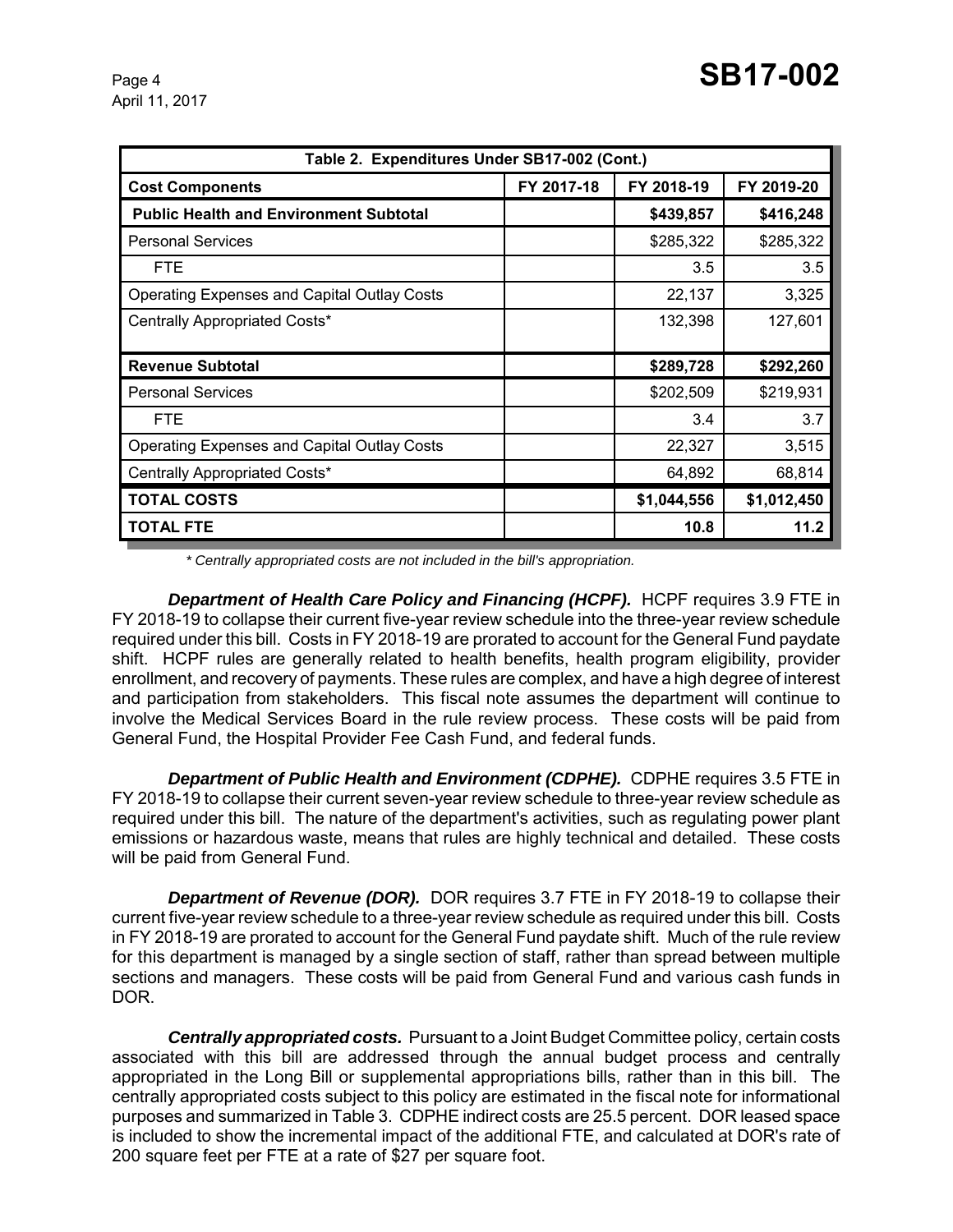| Table 2. Expenditures Under SB17-002 (Cont.) | | | |
|---|---|---|---|
| **Cost Components** | **FY 2017-18** | **FY 2018-19** | **FY 2019-20** |
| **Public Health and Environment Subtotal** | | **$439,857** | **$416,248** |
| Personal Services | | $285,322 | $285,322 |
| FTE | | 3.5 | 3.5 |
| Operating Expenses and Capital Outlay Costs | | 22,137 | 3,325 |
| Centrally Appropriated Costs* | | 132,398 | 127,601 |
| **Revenue Subtotal** | | **$289,728** | **$292,260** |
| Personal Services | | $202,509 | $219,931 |
| FTE | | 3.4 | 3.7 |
| Operating Expenses and Capital Outlay Costs | | 22,327 | 3,515 |
| Centrally Appropriated Costs* | | 64,892 | 68,814 |
| **TOTAL COSTS** | | **$1,044,556** | **$1,012,450** |
| **TOTAL FTE** | | **10.8** | **11.2** |

*\* Centrally appropriated costs are not included in the bill's appropriation.*

***Department of Health Care Policy and Financing (HCPF).*** HCPF requires 3.9 FTE in FY 2018-19 to collapse their current five-year review schedule into the three-year review schedule required under this bill. Costs in FY 2018-19 are prorated to account for the General Fund paydate shift. HCPF rules are generally related to health benefits, health program eligibility, provider enrollment, and recovery of payments. These rules are complex, and have a high degree of interest and participation from stakeholders. This fiscal note assumes the department will continue to involve the Medical Services Board in the rule review process. These costs will be paid from General Fund, the Hospital Provider Fee Cash Fund, and federal funds.

***Department of Public Health and Environment (CDPHE).*** CDPHE requires 3.5 FTE in FY 2018-19 to collapse their current seven-year review schedule to three-year review schedule as required under this bill. The nature of the department's activities, such as regulating power plant emissions or hazardous waste, means that rules are highly technical and detailed. These costs will be paid from General Fund.

***Department of Revenue (DOR).*** DOR requires 3.7 FTE in FY 2018-19 to collapse their current five-year review schedule to a three-year review schedule as required under this bill. Costs in FY 2018-19 are prorated to account for the General Fund paydate shift. Much of the rule review for this department is managed by a single section of staff, rather than spread between multiple sections and managers. These costs will be paid from General Fund and various cash funds in DOR.

***Centrally appropriated costs.*** Pursuant to a Joint Budget Committee policy, certain costs associated with this bill are addressed through the annual budget process and centrally appropriated in the Long Bill or supplemental appropriations bills, rather than in this bill. The centrally appropriated costs subject to this policy are estimated in the fiscal note for informational purposes and summarized in Table 3. CDPHE indirect costs are 25.5 percent. DOR leased space is included to show the incremental impact of the additional FTE, and calculated at DOR's rate of 200 square feet per FTE at a rate of $27 per square foot.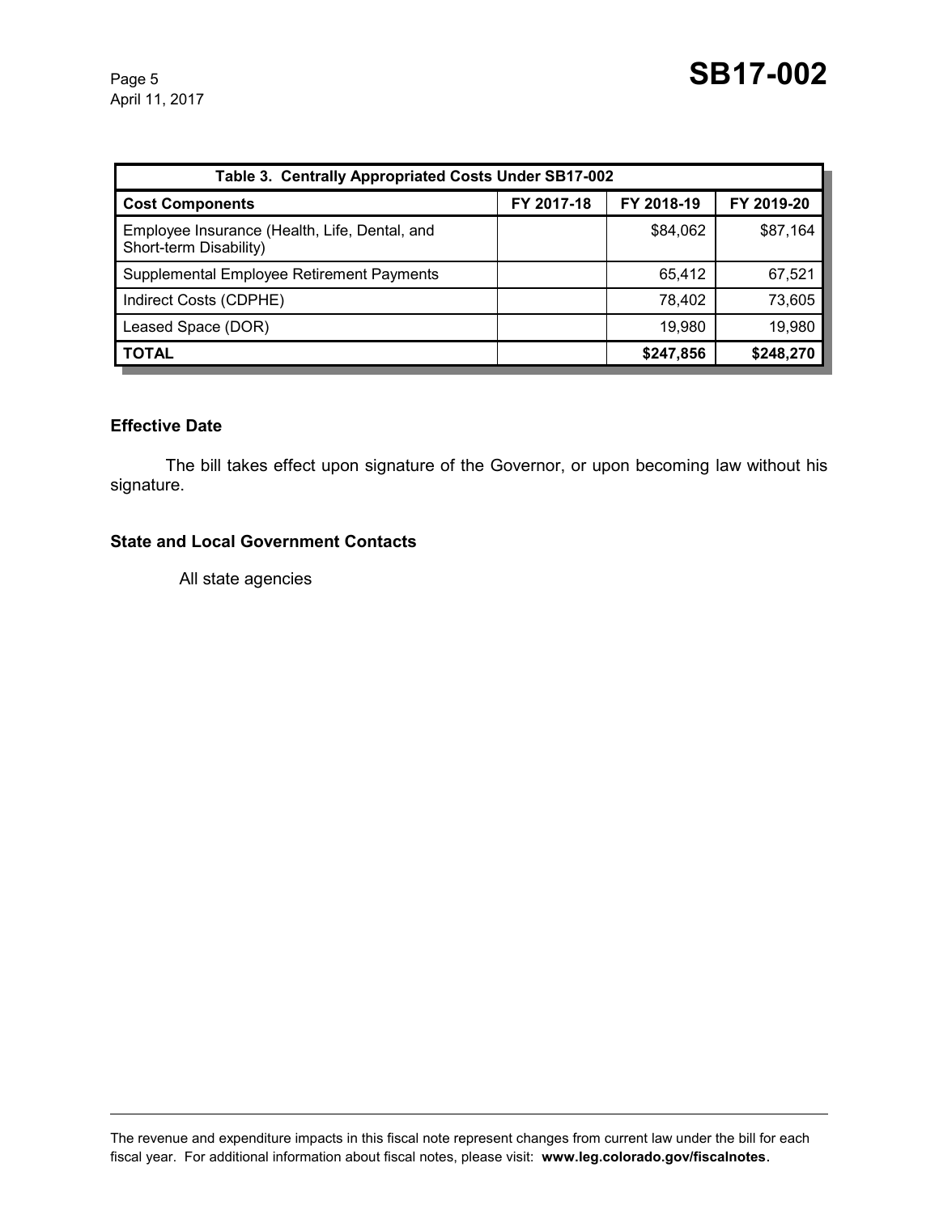| Table 3. Centrally Appropriated Costs Under SB17-002 | | | |
|---|---|---|---|
| **Cost Components** | **FY 2017-18** | **FY 2018-19** | **FY 2019-20** |
| Employee Insurance (Health, Life, Dental, and Short-term Disability) | | $84,062 | $87,164 |
| Supplemental Employee Retirement Payments | | 65,412 | 67,521 |
| Indirect Costs (CDPHE) | | 78,402 | 73,605 |
| Leased Space (DOR) | | 19,980 | 19,980 |
| **TOTAL** | | **$247,856** | **$248,270** |

### Effective Date

The bill takes effect upon signature of the Governor, or upon becoming law without his signature.

### State and Local Government Contacts

All state agencies

The revenue and expenditure impacts in this fiscal note represent changes from current law under the bill for each fiscal year. For additional information about fiscal notes, please visit: **www.leg.colorado.gov/fiscalnotes**.